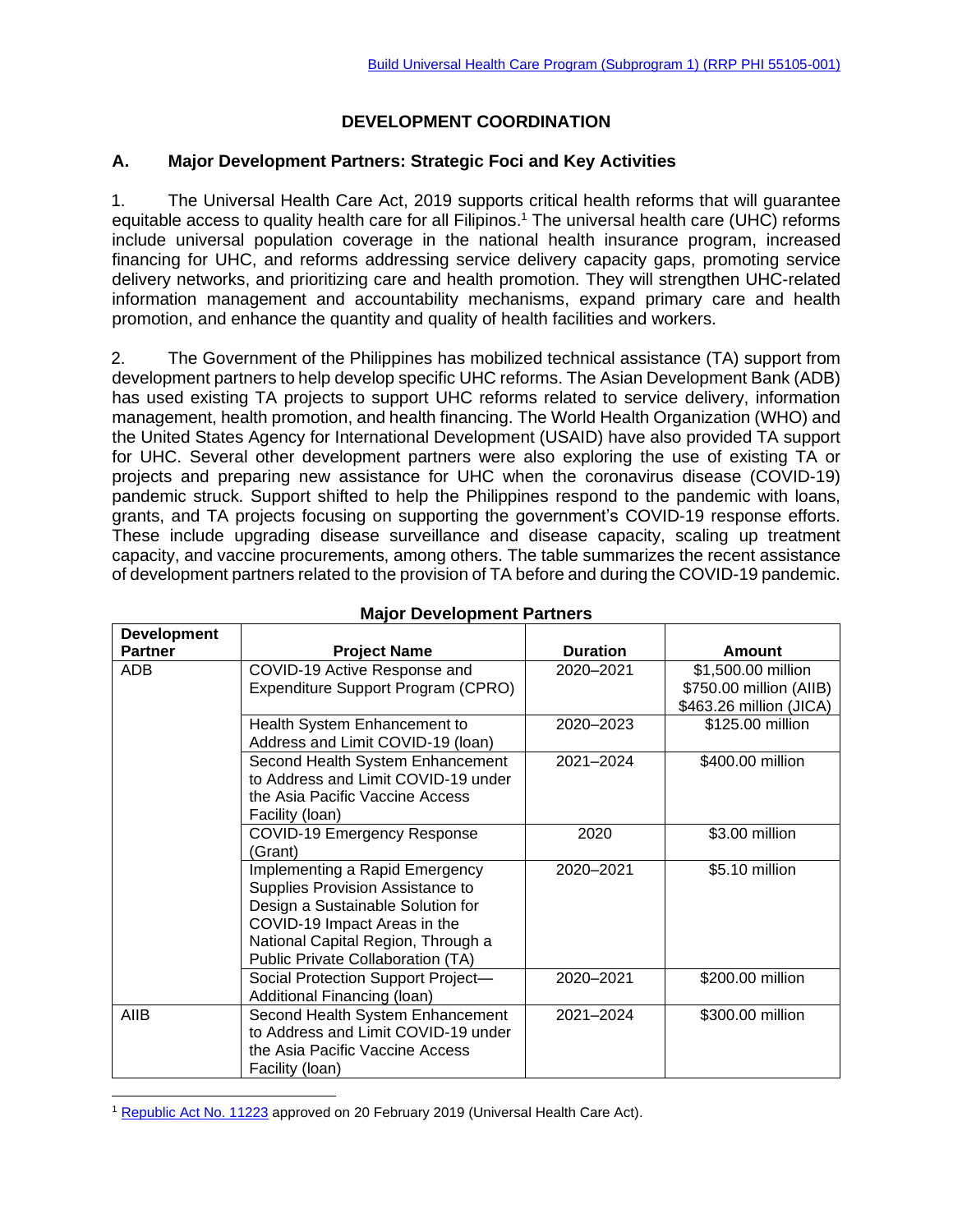# DEVELOPMENT COORDINATION

## A. Major Development Partners: Strategic Foci and Key Activities

1. The Universal Health Care Act, 2019 supports critical health reforms that will guarantee equitable access to quality health care for all Filipinos.[1] The universal health care (UHC) reforms include universal population coverage in the national health insurance program, increased financing for UHC, and reforms addressing service delivery capacity gaps, promoting service delivery networks, and prioritizing care and health promotion. They will strengthen UHC-related information management and accountability mechanisms, expand primary care and health promotion, and enhance the quantity and quality of health facilities and workers.

2. The Government of the Philippines has mobilized technical assistance (TA) support from development partners to help develop specific UHC reforms. The Asian Development Bank (ADB) has used existing TA projects to support UHC reforms related to service delivery, information management, health promotion, and health financing. The World Health Organization (WHO) and the United States Agency for International Development (USAID) have also provided TA support for UHC. Several other development partners were also exploring the use of existing TA or projects and preparing new assistance for UHC when the coronavirus disease (COVID-19) pandemic struck. Support shifted to help the Philippines respond to the pandemic with loans, grants, and TA projects focusing on supporting the government's COVID-19 response efforts. These include upgrading disease surveillance and disease capacity, scaling up treatment capacity, and vaccine procurements, among others. The table summarizes the recent assistance of development partners related to the provision of TA before and during the COVID-19 pandemic.

**Major Development Partners**

| Development Partner | Project Name | Duration | Amount |
|---|---|---|---|
| ADB | COVID-19 Active Response and Expenditure Support Program (CPRO) | 2020–2021 | $1,500.00 million<br>$750.00 million (AIIB)<br>$463.26 million (JICA) |
| | Health System Enhancement to Address and Limit COVID-19 (loan) | 2020–2023 | $125.00 million |
| | Second Health System Enhancement to Address and Limit COVID-19 under the Asia Pacific Vaccine Access Facility (loan) | 2021–2024 | $400.00 million |
| | COVID-19 Emergency Response (Grant) | 2020 | $3.00 million |
| | Implementing a Rapid Emergency Supplies Provision Assistance to Design a Sustainable Solution for COVID-19 Impact Areas in the National Capital Region, Through a Public Private Collaboration (TA) | 2020–2021 | $5.10 million |
| | Social Protection Support Project—Additional Financing (loan) | 2020–2021 | $200.00 million |
| AIIB | Second Health System Enhancement to Address and Limit COVID-19 under the Asia Pacific Vaccine Access Facility (loan) | 2021–2024 | $300.00 million |

[1] Republic Act No. 11223 approved on 20 February 2019 (Universal Health Care Act).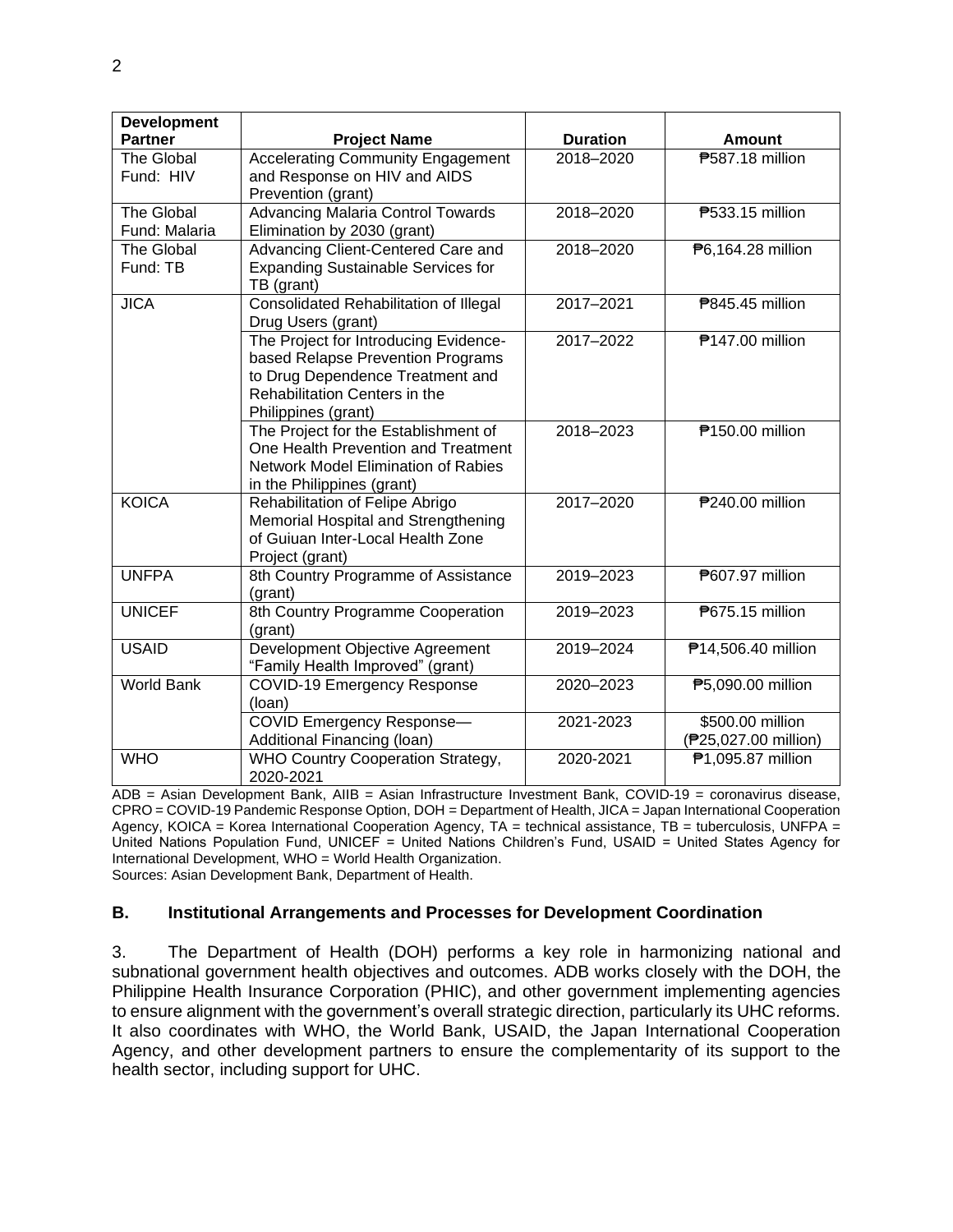| Development Partner | Project Name | Duration | Amount |
|---|---|---|---|
| The Global Fund: HIV | Accelerating Community Engagement and Response on HIV and AIDS Prevention (grant) | 2018–2020 | ₱587.18 million |
| The Global Fund: Malaria | Advancing Malaria Control Towards Elimination by 2030 (grant) | 2018–2020 | ₱533.15 million |
| The Global Fund: TB | Advancing Client-Centered Care and Expanding Sustainable Services for TB (grant) | 2018–2020 | ₱6,164.28 million |
| JICA | Consolidated Rehabilitation of Illegal Drug Users (grant) | 2017–2021 | ₱845.45 million |
| | The Project for Introducing Evidence-based Relapse Prevention Programs to Drug Dependence Treatment and Rehabilitation Centers in the Philippines (grant) | 2017–2022 | ₱147.00 million |
| | The Project for the Establishment of One Health Prevention and Treatment Network Model Elimination of Rabies in the Philippines (grant) | 2018–2023 | ₱150.00 million |
| KOICA | Rehabilitation of Felipe Abrigo Memorial Hospital and Strengthening of Guiuan Inter-Local Health Zone Project (grant) | 2017–2020 | ₱240.00 million |
| UNFPA | 8th Country Programme of Assistance (grant) | 2019–2023 | ₱607.97 million |
| UNICEF | 8th Country Programme Cooperation (grant) | 2019–2023 | ₱675.15 million |
| USAID | Development Objective Agreement "Family Health Improved" (grant) | 2019–2024 | ₱14,506.40 million |
| World Bank | COVID-19 Emergency Response (loan) | 2020–2023 | ₱5,090.00 million |
| | COVID Emergency Response—Additional Financing (loan) | 2021-2023 | $500.00 million (₱25,027.00 million) |
| WHO | WHO Country Cooperation Strategy, 2020-2021 | 2020-2021 | ₱1,095.87 million |

ADB = Asian Development Bank, AIIB = Asian Infrastructure Investment Bank, COVID-19 = coronavirus disease, CPRO = COVID-19 Pandemic Response Option, DOH = Department of Health, JICA = Japan International Cooperation Agency, KOICA = Korea International Cooperation Agency, TA = technical assistance, TB = tuberculosis, UNFPA = United Nations Population Fund, UNICEF = United Nations Children's Fund, USAID = United States Agency for International Development, WHO = World Health Organization.

Sources: Asian Development Bank, Department of Health.

### B. Institutional Arrangements and Processes for Development Coordination

3. The Department of Health (DOH) performs a key role in harmonizing national and subnational government health objectives and outcomes. ADB works closely with the DOH, the Philippine Health Insurance Corporation (PHIC), and other government implementing agencies to ensure alignment with the government's overall strategic direction, particularly its UHC reforms. It also coordinates with WHO, the World Bank, USAID, the Japan International Cooperation Agency, and other development partners to ensure the complementarity of its support to the health sector, including support for UHC.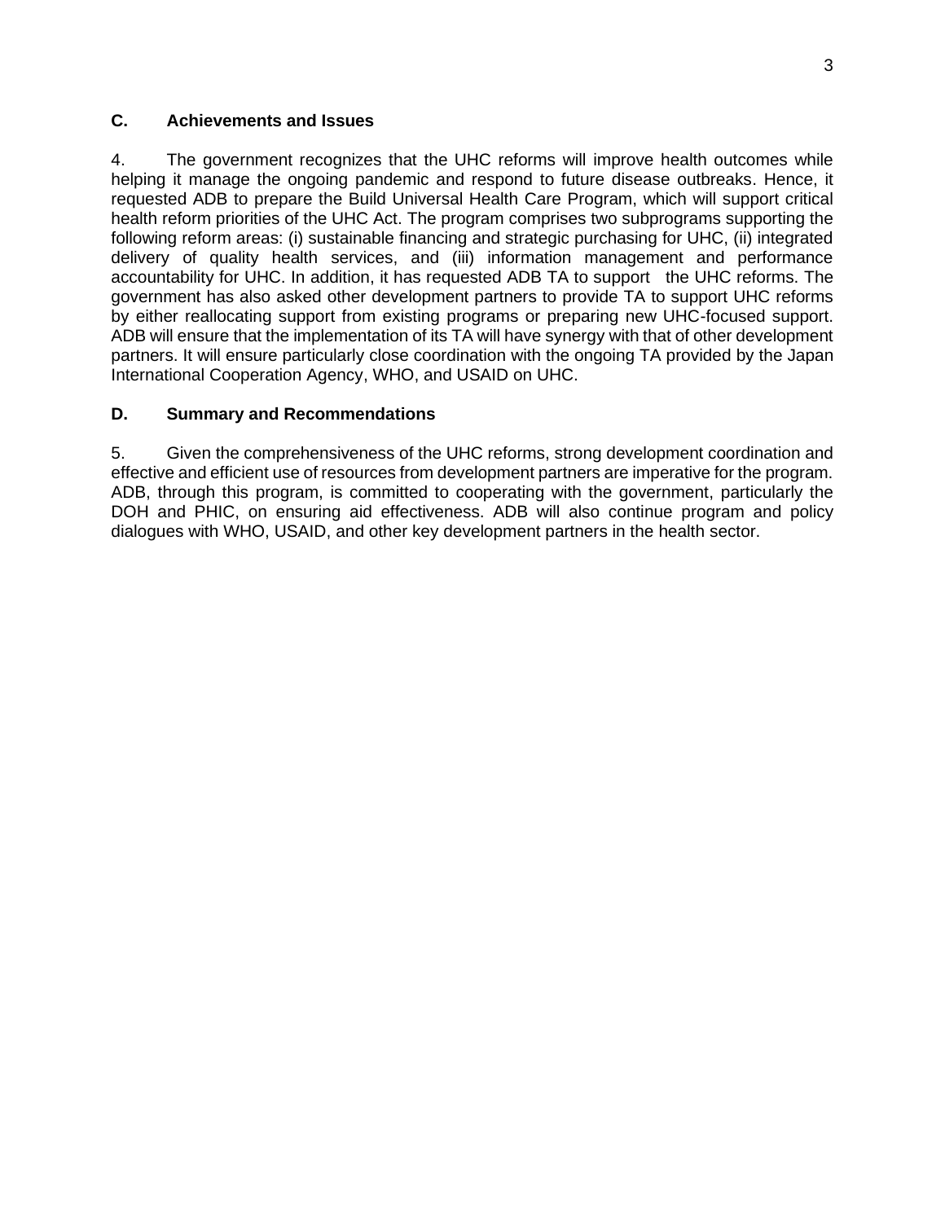## C. Achievements and Issues

4. The government recognizes that the UHC reforms will improve health outcomes while helping it manage the ongoing pandemic and respond to future disease outbreaks. Hence, it requested ADB to prepare the Build Universal Health Care Program, which will support critical health reform priorities of the UHC Act. The program comprises two subprograms supporting the following reform areas: (i) sustainable financing and strategic purchasing for UHC, (ii) integrated delivery of quality health services, and (iii) information management and performance accountability for UHC. In addition, it has requested ADB TA to support the UHC reforms. The government has also asked other development partners to provide TA to support UHC reforms by either reallocating support from existing programs or preparing new UHC-focused support. ADB will ensure that the implementation of its TA will have synergy with that of other development partners. It will ensure particularly close coordination with the ongoing TA provided by the Japan International Cooperation Agency, WHO, and USAID on UHC.

## D. Summary and Recommendations

5. Given the comprehensiveness of the UHC reforms, strong development coordination and effective and efficient use of resources from development partners are imperative for the program. ADB, through this program, is committed to cooperating with the government, particularly the DOH and PHIC, on ensuring aid effectiveness. ADB will also continue program and policy dialogues with WHO, USAID, and other key development partners in the health sector.